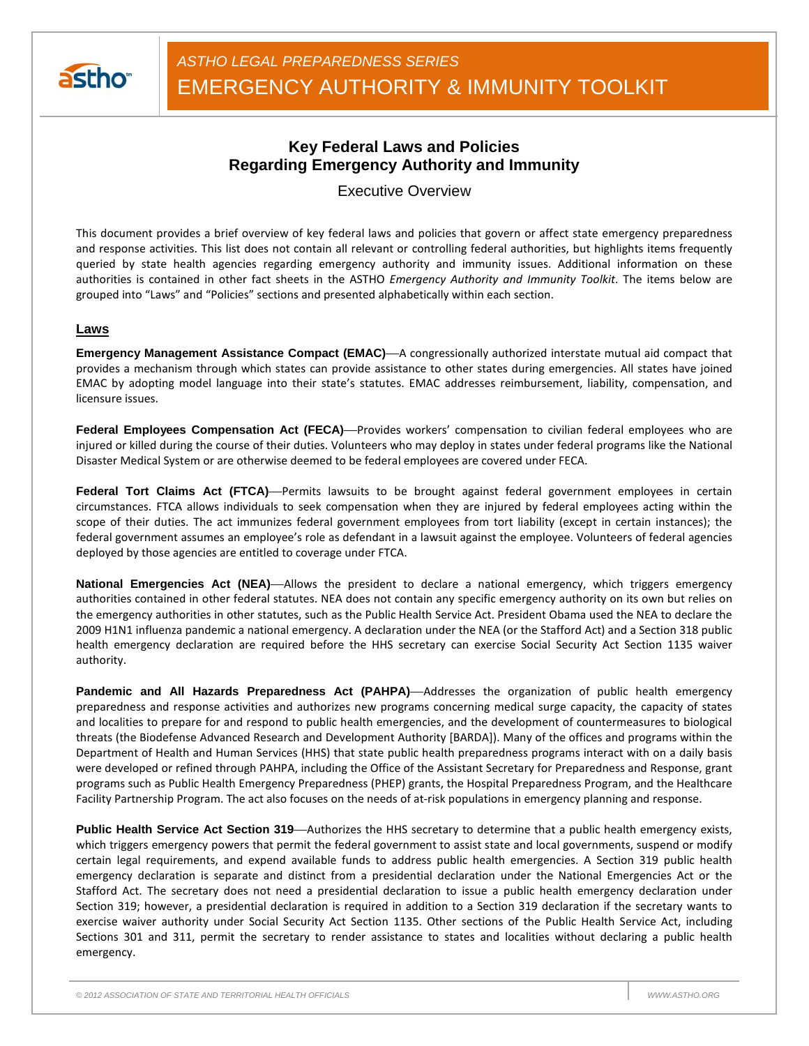*ASTHO LEGAL PREPAREDNESS SERIES*

EMERGENCY AUTHORITY & IMMUNITY TOOLKIT

# Key Federal Laws and Policies Regarding Emergency Authority and Immunity

## Executive Overview

This document provides a brief overview of key federal laws and policies that govern or affect state emergency preparedness and response activities. This list does not contain all relevant or controlling federal authorities, but highlights items frequently queried by state health agencies regarding emergency authority and immunity issues. Additional information on these authorities is contained in other fact sheets in the ASTHO *Emergency Authority and Immunity Toolkit*. The items below are grouped into "Laws" and "Policies" sections and presented alphabetically within each section.

### Laws

**Emergency Management Assistance Compact (EMAC)**—A congressionally authorized interstate mutual aid compact that provides a mechanism through which states can provide assistance to other states during emergencies. All states have joined EMAC by adopting model language into their state's statutes. EMAC addresses reimbursement, liability, compensation, and licensure issues.

**Federal Employees Compensation Act (FECA)**—Provides workers' compensation to civilian federal employees who are injured or killed during the course of their duties. Volunteers who may deploy in states under federal programs like the National Disaster Medical System or are otherwise deemed to be federal employees are covered under FECA.

**Federal Tort Claims Act (FTCA)**—Permits lawsuits to be brought against federal government employees in certain circumstances. FTCA allows individuals to seek compensation when they are injured by federal employees acting within the scope of their duties. The act immunizes federal government employees from tort liability (except in certain instances); the federal government assumes an employee's role as defendant in a lawsuit against the employee. Volunteers of federal agencies deployed by those agencies are entitled to coverage under FTCA.

**National Emergencies Act (NEA)**—Allows the president to declare a national emergency, which triggers emergency authorities contained in other federal statutes. NEA does not contain any specific emergency authority on its own but relies on the emergency authorities in other statutes, such as the Public Health Service Act. President Obama used the NEA to declare the 2009 H1N1 influenza pandemic a national emergency. A declaration under the NEA (or the Stafford Act) and a Section 318 public health emergency declaration are required before the HHS secretary can exercise Social Security Act Section 1135 waiver authority.

**Pandemic and All Hazards Preparedness Act (PAHPA)**—Addresses the organization of public health emergency preparedness and response activities and authorizes new programs concerning medical surge capacity, the capacity of states and localities to prepare for and respond to public health emergencies, and the development of countermeasures to biological threats (the Biodefense Advanced Research and Development Authority [BARDA]). Many of the offices and programs within the Department of Health and Human Services (HHS) that state public health preparedness programs interact with on a daily basis were developed or refined through PAHPA, including the Office of the Assistant Secretary for Preparedness and Response, grant programs such as Public Health Emergency Preparedness (PHEP) grants, the Hospital Preparedness Program, and the Healthcare Facility Partnership Program. The act also focuses on the needs of at-risk populations in emergency planning and response.

**Public Health Service Act Section 319**—Authorizes the HHS secretary to determine that a public health emergency exists, which triggers emergency powers that permit the federal government to assist state and local governments, suspend or modify certain legal requirements, and expend available funds to address public health emergencies. A Section 319 public health emergency declaration is separate and distinct from a presidential declaration under the National Emergencies Act or the Stafford Act. The secretary does not need a presidential declaration to issue a public health emergency declaration under Section 319; however, a presidential declaration is required in addition to a Section 319 declaration if the secretary wants to exercise waiver authority under Social Security Act Section 1135. Other sections of the Public Health Service Act, including Sections 301 and 311, permit the secretary to render assistance to states and localities without declaring a public health emergency.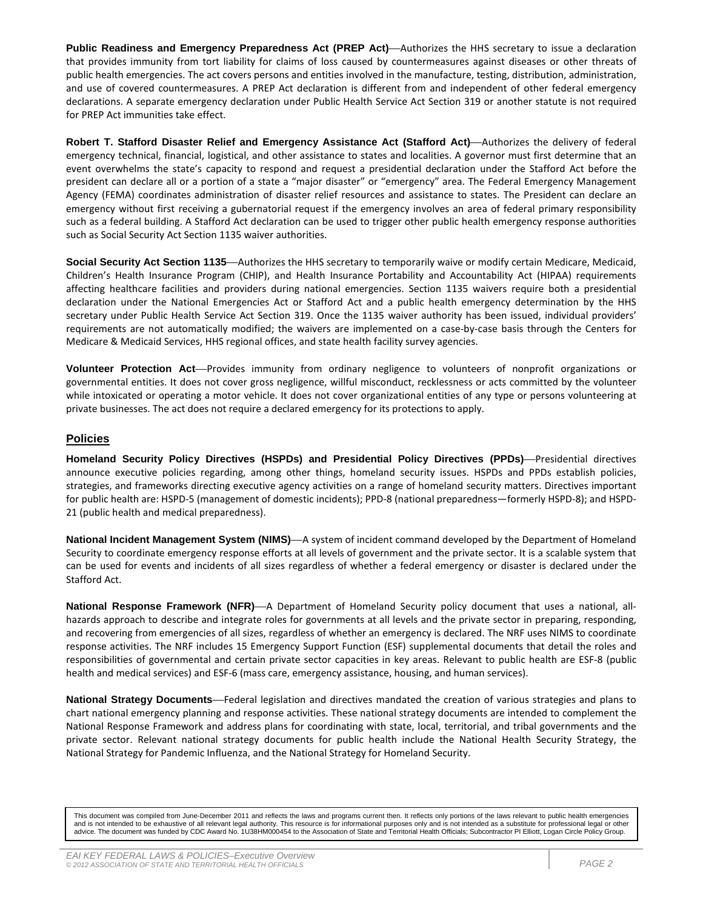**Public Readiness and Emergency Preparedness Act (PREP Act)**—Authorizes the HHS secretary to issue a declaration that provides immunity from tort liability for claims of loss caused by countermeasures against diseases or other threats of public health emergencies. The act covers persons and entities involved in the manufacture, testing, distribution, administration, and use of covered countermeasures. A PREP Act declaration is different from and independent of other federal emergency declarations. A separate emergency declaration under Public Health Service Act Section 319 or another statute is not required for PREP Act immunities take effect.

**Robert T. Stafford Disaster Relief and Emergency Assistance Act (Stafford Act)**—Authorizes the delivery of federal emergency technical, financial, logistical, and other assistance to states and localities. A governor must first determine that an event overwhelms the state's capacity to respond and request a presidential declaration under the Stafford Act before the president can declare all or a portion of a state a "major disaster" or "emergency" area. The Federal Emergency Management Agency (FEMA) coordinates administration of disaster relief resources and assistance to states. The President can declare an emergency without first receiving a gubernatorial request if the emergency involves an area of federal primary responsibility such as a federal building. A Stafford Act declaration can be used to trigger other public health emergency response authorities such as Social Security Act Section 1135 waiver authorities.

**Social Security Act Section 1135**—Authorizes the HHS secretary to temporarily waive or modify certain Medicare, Medicaid, Children's Health Insurance Program (CHIP), and Health Insurance Portability and Accountability Act (HIPAA) requirements affecting healthcare facilities and providers during national emergencies. Section 1135 waivers require both a presidential declaration under the National Emergencies Act or Stafford Act and a public health emergency determination by the HHS secretary under Public Health Service Act Section 319. Once the 1135 waiver authority has been issued, individual providers' requirements are not automatically modified; the waivers are implemented on a case-by-case basis through the Centers for Medicare & Medicaid Services, HHS regional offices, and state health facility survey agencies.

**Volunteer Protection Act**—Provides immunity from ordinary negligence to volunteers of nonprofit organizations or governmental entities. It does not cover gross negligence, willful misconduct, recklessness or acts committed by the volunteer while intoxicated or operating a motor vehicle. It does not cover organizational entities of any type or persons volunteering at private businesses. The act does not require a declared emergency for its protections to apply.

## Policies

**Homeland Security Policy Directives (HSPDs) and Presidential Policy Directives (PPDs)**—Presidential directives announce executive policies regarding, among other things, homeland security issues. HSPDs and PPDs establish policies, strategies, and frameworks directing executive agency activities on a range of homeland security matters. Directives important for public health are: HSPD-5 (management of domestic incidents); PPD-8 (national preparedness—formerly HSPD-8); and HSPD-21 (public health and medical preparedness).

**National Incident Management System (NIMS)**—A system of incident command developed by the Department of Homeland Security to coordinate emergency response efforts at all levels of government and the private sector. It is a scalable system that can be used for events and incidents of all sizes regardless of whether a federal emergency or disaster is declared under the Stafford Act.

**National Response Framework (NFR)**—A Department of Homeland Security policy document that uses a national, all-hazards approach to describe and integrate roles for governments at all levels and the private sector in preparing, responding, and recovering from emergencies of all sizes, regardless of whether an emergency is declared. The NRF uses NIMS to coordinate response activities. The NRF includes 15 Emergency Support Function (ESF) supplemental documents that detail the roles and responsibilities of governmental and certain private sector capacities in key areas. Relevant to public health are ESF-8 (public health and medical services) and ESF-6 (mass care, emergency assistance, housing, and human services).

**National Strategy Documents**—Federal legislation and directives mandated the creation of various strategies and plans to chart national emergency planning and response activities. These national strategy documents are intended to complement the National Response Framework and address plans for coordinating with state, local, territorial, and tribal governments and the private sector. Relevant national strategy documents for public health include the National Health Security Strategy, the National Strategy for Pandemic Influenza, and the National Strategy for Homeland Security.

This document was compiled from June-December 2011 and reflects the laws and programs current then. It reflects only portions of the laws relevant to public health emergencies and is not intended to be exhaustive of all relevant legal authority. This resource is for informational purposes only and is not intended as a substitute for professional legal or other advice. The document was funded by CDC Award No. 1U38HM000454 to the Association of State and Territorial Health Officials; Subcontractor PI Elliott, Logan Circle Policy Group.